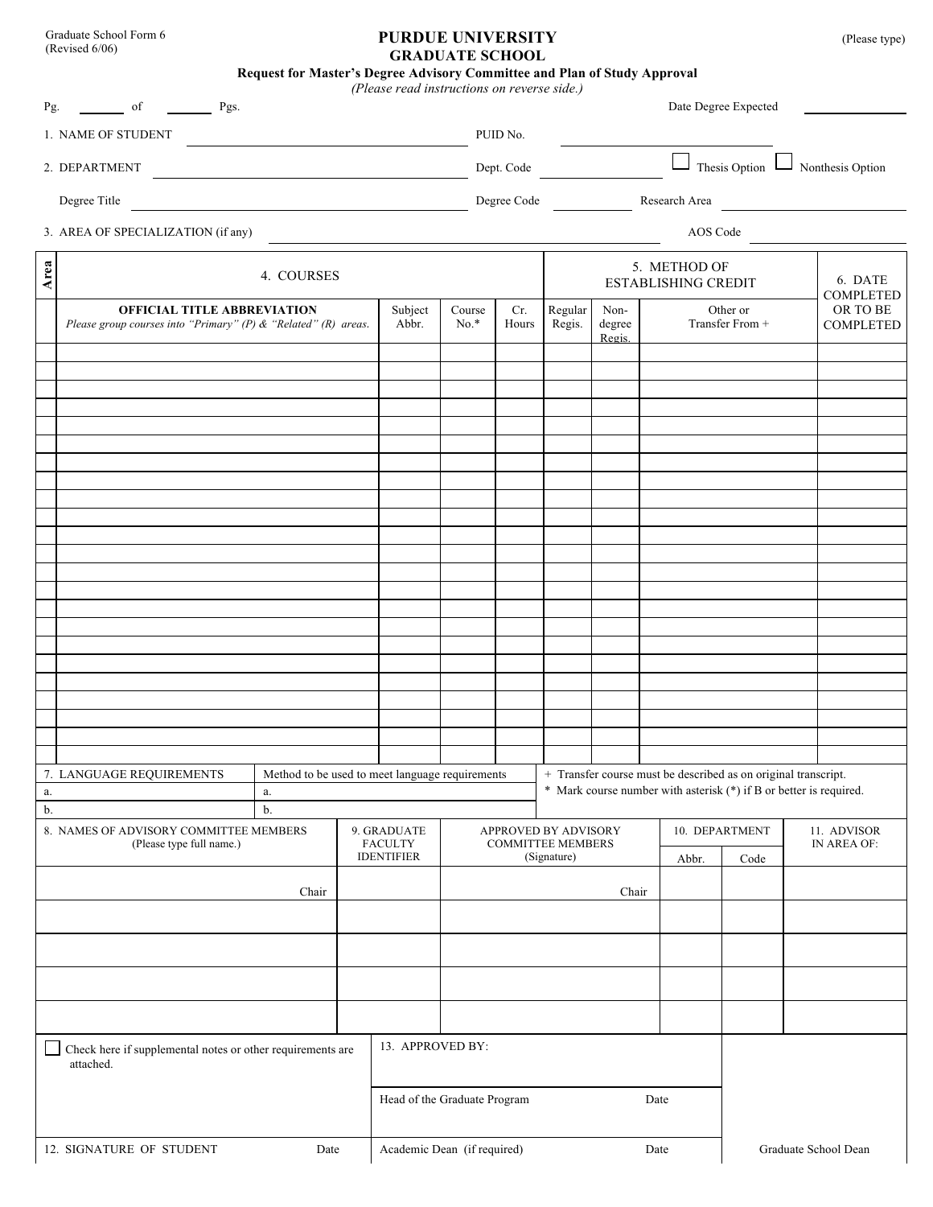Graduate School Form 6
(Revised 6/06)

# PURDUE UNIVERSITY
## GRADUATE SCHOOL

(Please type)

**Request for Master's Degree Advisory Committee and Plan of Study Approval**

*(Please read instructions on reverse side.)*

Pg. ______ of ______ Pgs.

Date Degree Expected ______________

1. NAME OF STUDENT ______________________ PUID No. ______________

2. DEPARTMENT ______________________ Dept. Code ______________ ☐ Thesis Option ☐ Nonthesis Option

Degree Title ______________________ Degree Code ______________ Research Area ______________

3. AREA OF SPECIALIZATION (if any) ______________________ AOS Code ______________

| Area | 4. COURSES | | | | 5. METHOD OF ESTABLISHING CREDIT | | | 6. DATE COMPLETED OR TO BE COMPLETED |
|---|---|---|---|---|---|---|---|---|
| | **OFFICIAL TITLE ABBREVIATION** *Please group courses into "Primary" (P) & "Related" (R) areas.* | Subject Abbr. | Course No.* | Cr. Hours | Regular Regis. | Non-degree Regis. | Other or Transfer From + | |
| | | | | | | | | |
| | | | | | | | | |
| | | | | | | | | |
| | | | | | | | | |
| | | | | | | | | |
| | | | | | | | | |
| | | | | | | | | |
| | | | | | | | | |
| | | | | | | | | |
| | | | | | | | | |
| | | | | | | | | |
| | | | | | | | | |
| | | | | | | | | |
| | | | | | | | | |
| | | | | | | | | |
| | | | | | | | | |
| | | | | | | | | |
| | | | | | | | | |
| | | | | | | | | |
| | | | | | | | | |
| | | | | | | | | |
| | | | | | | | | |

| 7. LANGUAGE REQUIREMENTS | Method to be used to meet language requirements |
|---|---|
| a. | a. |
| b. | b. |

+ Transfer course must be described as on original transcript.
* Mark course number with asterisk (*) if B or better is required.

| 8. NAMES OF ADVISORY COMMITTEE MEMBERS (Please type full name.) | 9. GRADUATE FACULTY IDENTIFIER | APPROVED BY ADVISORY COMMITTEE MEMBERS (Signature) | 10. DEPARTMENT | | 11. ADVISOR IN AREA OF: |
|---|---|---|---|---|---|
| | | | Abbr. | Code | |
| Chair | | Chair | | | |
| | | | | | |
| | | | | | |
| | | | | | |
| | | | | | |

☐ Check here if supplemental notes or other requirements are attached.

13. APPROVED BY:

Head of the Graduate Program ______ Date ______

12. SIGNATURE OF STUDENT ______ Date ______

Academic Dean (if required) ______ Date ______

Graduate School Dean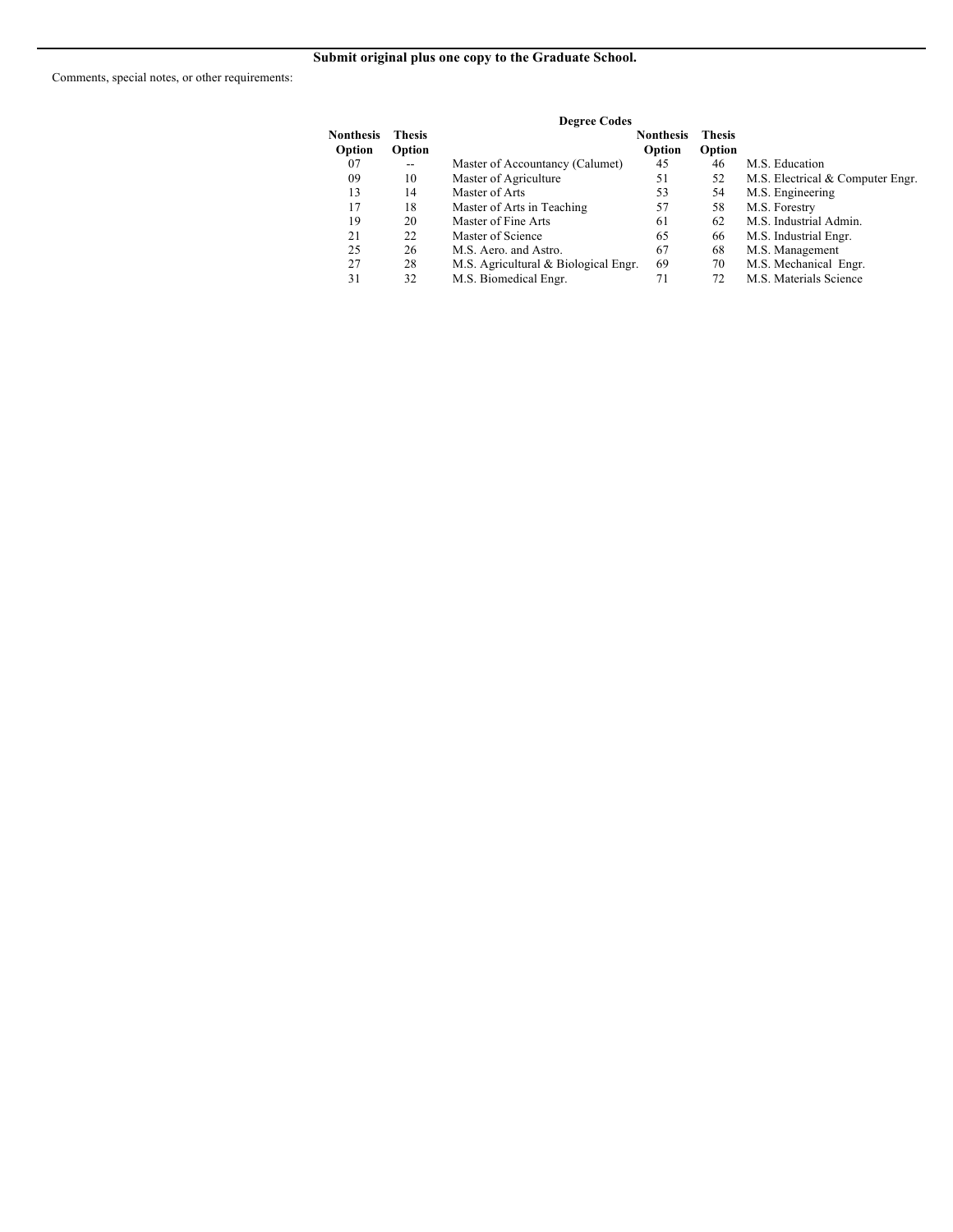**Submit original plus one copy to the Graduate School.**

Comments, special notes, or other requirements:

**Degree Codes**

| Nonthesis Option | Thesis Option | | Nonthesis Option | Thesis Option | |
|---|---|---|---|---|---|
| 07 | -- | Master of Accountancy (Calumet) | 45 | 46 | M.S. Education |
| 09 | 10 | Master of Agriculture | 51 | 52 | M.S. Electrical & Computer Engr. |
| 13 | 14 | Master of Arts | 53 | 54 | M.S. Engineering |
| 17 | 18 | Master of Arts in Teaching | 57 | 58 | M.S. Forestry |
| 19 | 20 | Master of Fine Arts | 61 | 62 | M.S. Industrial Admin. |
| 21 | 22 | Master of Science | 65 | 66 | M.S. Industrial Engr. |
| 25 | 26 | M.S. Aero. and Astro. | 67 | 68 | M.S. Management |
| 27 | 28 | M.S. Agricultural & Biological Engr. | 69 | 70 | M.S. Mechanical Engr. |
| 31 | 32 | M.S. Biomedical Engr. | 71 | 72 | M.S. Materials Science |